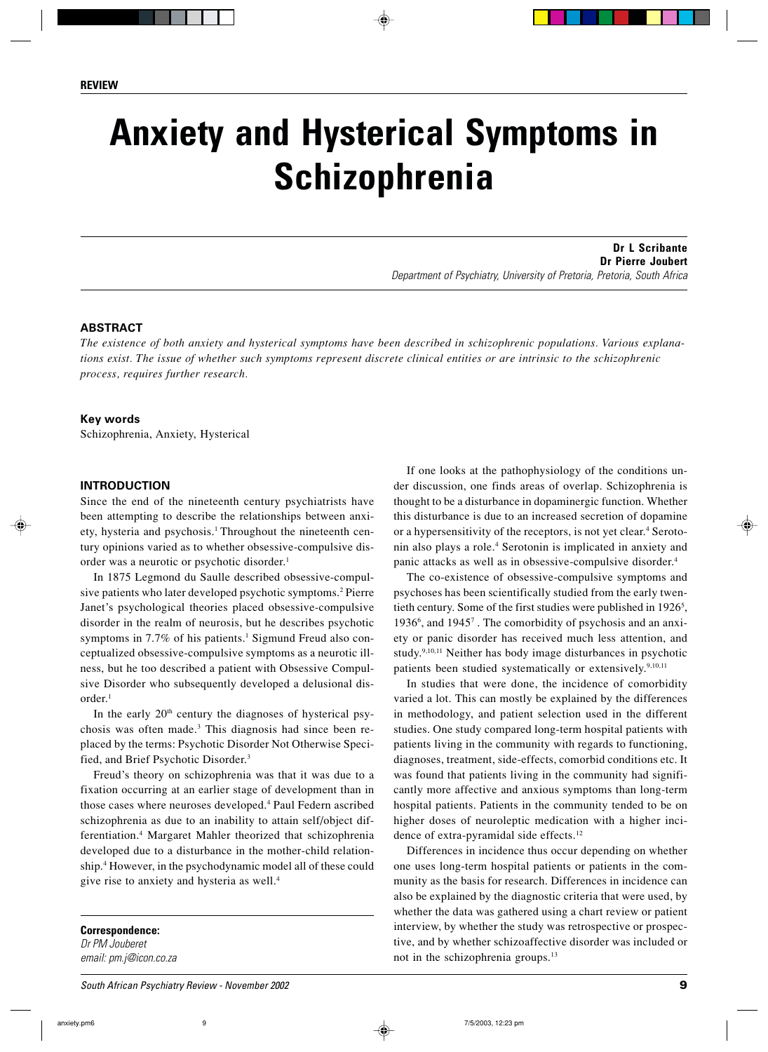REVIEW

# Anxiety and Hysterical Symptoms in Schizophrenia

**Dr L Scribante**
**Dr Pierre Joubert**
*Department of Psychiatry, University of Pretoria, Pretoria, South Africa*

## ABSTRACT

*The existence of both anxiety and hysterical symptoms have been described in schizophrenic populations. Various explanations exist. The issue of whether such symptoms represent discrete clinical entities or are intrinsic to the schizophrenic process, requires further research.*

### Key words

Schizophrenia, Anxiety, Hysterical

## INTRODUCTION

Since the end of the nineteenth century psychiatrists have been attempting to describe the relationships between anxiety, hysteria and psychosis.[1] Throughout the nineteenth century opinions varied as to whether obsessive-compulsive disorder was a neurotic or psychotic disorder.[1]

In 1875 Legmond du Saulle described obsessive-compulsive patients who later developed psychotic symptoms.[2] Pierre Janet's psychological theories placed obsessive-compulsive disorder in the realm of neurosis, but he describes psychotic symptoms in 7.7% of his patients.[1] Sigmund Freud also conceptualized obsessive-compulsive symptoms as a neurotic illness, but he too described a patient with Obsessive Compulsive Disorder who subsequently developed a delusional disorder.[1]

In the early 20th century the diagnoses of hysterical psychosis was often made.[3] This diagnosis had since been replaced by the terms: Psychotic Disorder Not Otherwise Specified, and Brief Psychotic Disorder.[3]

Freud's theory on schizophrenia was that it was due to a fixation occurring at an earlier stage of development than in those cases where neuroses developed.[4] Paul Federn ascribed schizophrenia as due to an inability to attain self/object differentiation.[4] Margaret Mahler theorized that schizophrenia developed due to a disturbance in the mother-child relationship.[4] However, in the psychodynamic model all of these could give rise to anxiety and hysteria as well.[4]

If one looks at the pathophysiology of the conditions under discussion, one finds areas of overlap. Schizophrenia is thought to be a disturbance in dopaminergic function. Whether this disturbance is due to an increased secretion of dopamine or a hypersensitivity of the receptors, is not yet clear.[4] Serotonin also plays a role.[4] Serotonin is implicated in anxiety and panic attacks as well as in obsessive-compulsive disorder.[4]

The co-existence of obsessive-compulsive symptoms and psychoses has been scientifically studied from the early twentieth century. Some of the first studies were published in 1926[5], 1936[6], and 1945[7]. The comorbidity of psychosis and an anxiety or panic disorder has received much less attention, and study.[9,10,11] Neither has body image disturbances in psychotic patients been studied systematically or extensively.[9,10,11]

In studies that were done, the incidence of comorbidity varied a lot. This can mostly be explained by the differences in methodology, and patient selection used in the different studies. One study compared long-term hospital patients with patients living in the community with regards to functioning, diagnoses, treatment, side-effects, comorbid conditions etc. It was found that patients living in the community had significantly more affective and anxious symptoms than long-term hospital patients. Patients in the community tended to be on higher doses of neuroleptic medication with a higher incidence of extra-pyramidal side effects.[12]

Differences in incidence thus occur depending on whether one uses long-term hospital patients or patients in the community as the basis for research. Differences in incidence can also be explained by the diagnostic criteria that were used, by whether the data was gathered using a chart review or patient interview, by whether the study was retrospective or prospective, and by whether schizoaffective disorder was included or not in the schizophrenia groups.[13]

**Correspondence:**
*Dr PM Jouberet*
*email: pm.j@icon.co.za*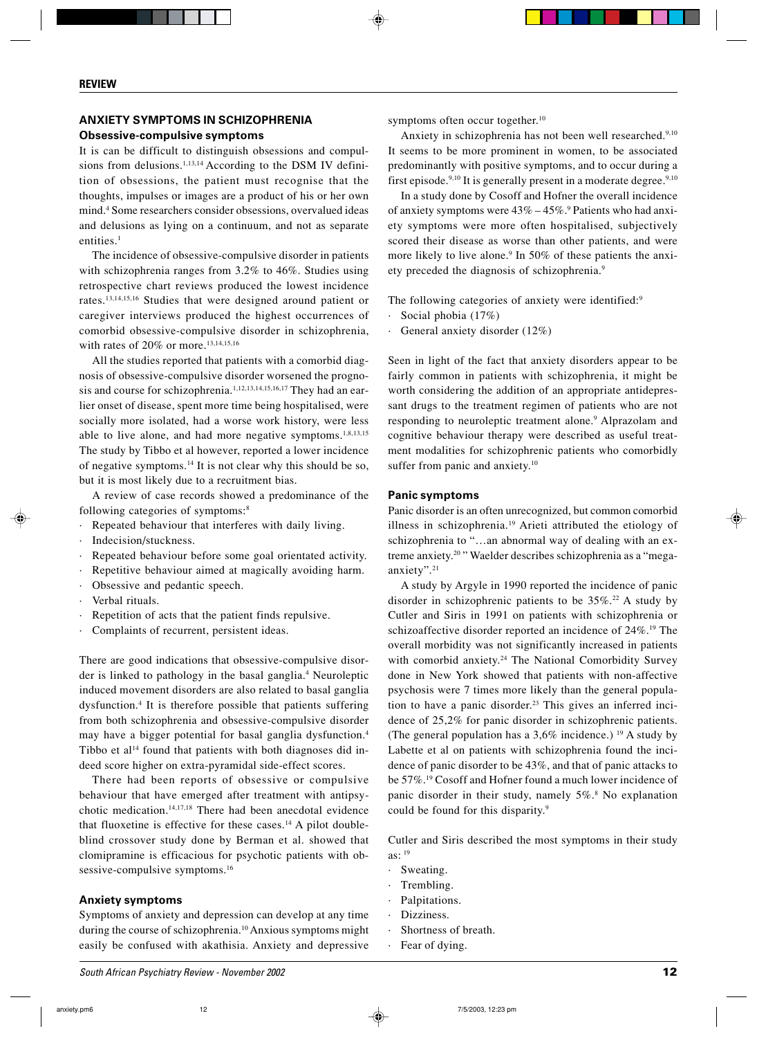## ANXIETY SYMPTOMS IN SCHIZOPHRENIA

### Obsessive-compulsive symptoms

It is can be difficult to distinguish obsessions and compulsions from delusions.[1,13,14] According to the DSM IV definition of obsessions, the patient must recognise that the thoughts, impulses or images are a product of his or her own mind.[4] Some researchers consider obsessions, overvalued ideas and delusions as lying on a continuum, and not as separate entities.[1]

The incidence of obsessive-compulsive disorder in patients with schizophrenia ranges from 3.2% to 46%. Studies using retrospective chart reviews produced the lowest incidence rates.[13,14,15,16] Studies that were designed around patient or caregiver interviews produced the highest occurrences of comorbid obsessive-compulsive disorder in schizophrenia, with rates of 20% or more.[13,14,15,16]

All the studies reported that patients with a comorbid diagnosis of obsessive-compulsive disorder worsened the prognosis and course for schizophrenia.[1,12,13,14,15,16,17] They had an earlier onset of disease, spent more time being hospitalised, were socially more isolated, had a worse work history, were less able to live alone, and had more negative symptoms.[1,8,13,15] The study by Tibbo et al however, reported a lower incidence of negative symptoms.[14] It is not clear why this should be so, but it is most likely due to a recruitment bias.

A review of case records showed a predominance of the following categories of symptoms:[8]

- Repeated behaviour that interferes with daily living.
- Indecision/stuckness.
- Repeated behaviour before some goal orientated activity.
- Repetitive behaviour aimed at magically avoiding harm.
- Obsessive and pedantic speech.
- Verbal rituals.
- Repetition of acts that the patient finds repulsive.
- Complaints of recurrent, persistent ideas.

There are good indications that obsessive-compulsive disorder is linked to pathology in the basal ganglia.[4] Neuroleptic induced movement disorders are also related to basal ganglia dysfunction.[4] It is therefore possible that patients suffering from both schizophrenia and obsessive-compulsive disorder may have a bigger potential for basal ganglia dysfunction.[4] Tibbo et al[14] found that patients with both diagnoses did indeed score higher on extra-pyramidal side-effect scores.

There had been reports of obsessive or compulsive behaviour that have emerged after treatment with antipsychotic medication.[14,17,18] There had been anecdotal evidence that fluoxetine is effective for these cases.[14] A pilot double-blind crossover study done by Berman et al. showed that clomipramine is efficacious for psychotic patients with obsessive-compulsive symptoms.[16]

### Anxiety symptoms

Symptoms of anxiety and depression can develop at any time during the course of schizophrenia.[10] Anxious symptoms might easily be confused with akathisia. Anxiety and depressive symptoms often occur together.[10]

Anxiety in schizophrenia has not been well researched.[9,10] It seems to be more prominent in women, to be associated predominantly with positive symptoms, and to occur during a first episode.[9,10] It is generally present in a moderate degree.[9,10]

In a study done by Cosoff and Hofner the overall incidence of anxiety symptoms were 43% – 45%.[9] Patients who had anxiety symptoms were more often hospitalised, subjectively scored their disease as worse than other patients, and were more likely to live alone.[9] In 50% of these patients the anxiety preceded the diagnosis of schizophrenia.[9]

The following categories of anxiety were identified:[9]

- Social phobia (17%)
- General anxiety disorder (12%)

Seen in light of the fact that anxiety disorders appear to be fairly common in patients with schizophrenia, it might be worth considering the addition of an appropriate antidepressant drugs to the treatment regimen of patients who are not responding to neuroleptic treatment alone.[9] Alprazolam and cognitive behaviour therapy were described as useful treatment modalities for schizophrenic patients who comorbidly suffer from panic and anxiety.[10]

### Panic symptoms

Panic disorder is an often unrecognized, but common comorbid illness in schizophrenia.[19] Arieti attributed the etiology of schizophrenia to "…an abnormal way of dealing with an extreme anxiety.[20]" Waelder describes schizophrenia as a "mega-anxiety".[21]

A study by Argyle in 1990 reported the incidence of panic disorder in schizophrenic patients to be 35%.[22] A study by Cutler and Siris in 1991 on patients with schizophrenia or schizoaffective disorder reported an incidence of 24%.[19] The overall morbidity was not significantly increased in patients with comorbid anxiety.[24] The National Comorbidity Survey done in New York showed that patients with non-affective psychosis were 7 times more likely than the general population to have a panic disorder.[23] This gives an inferred incidence of 25,2% for panic disorder in schizophrenic patients. (The general population has a 3,6% incidence.)[19] A study by Labette et al on patients with schizophrenia found the incidence of panic disorder to be 43%, and that of panic attacks to be 57%.[19] Cosoff and Hofner found a much lower incidence of panic disorder in their study, namely 5%.[8] No explanation could be found for this disparity.[9]

Cutler and Siris described the most symptoms in their study as:[19]

- Sweating.
- Trembling.
- Palpitations.
- Dizziness.
- Shortness of breath.
- Fear of dying.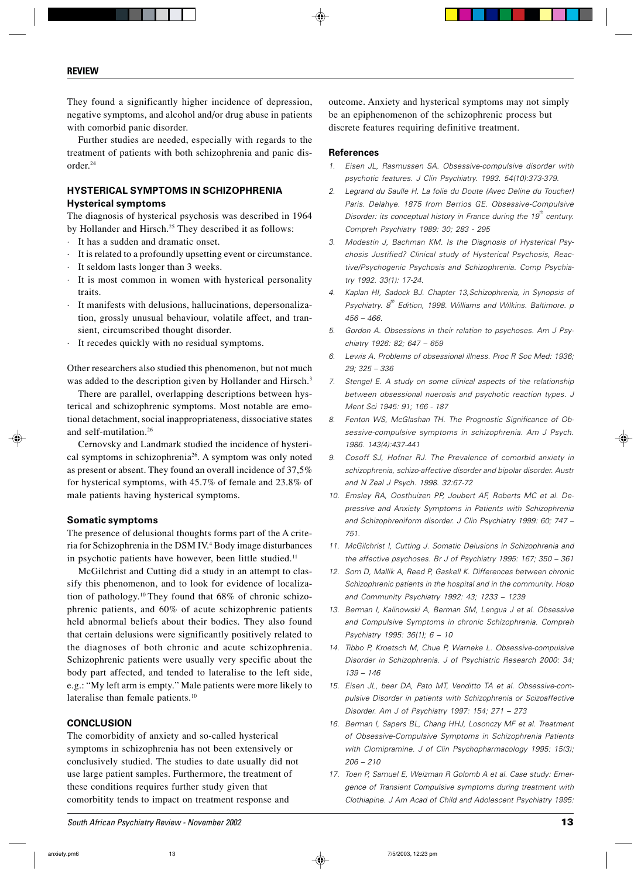They found a significantly higher incidence of depression, negative symptoms, and alcohol and/or drug abuse in patients with comorbid panic disorder.

Further studies are needed, especially with regards to the treatment of patients with both schizophrenia and panic disorder.[24]

## HYSTERICAL SYMPTOMS IN SCHIZOPHRENIA

### Hysterical symptoms

The diagnosis of hysterical psychosis was described in 1964 by Hollander and Hirsch.[25] They described it as follows:

- It has a sudden and dramatic onset.
- It is related to a profoundly upsetting event or circumstance.
- It seldom lasts longer than 3 weeks.
- It is most common in women with hysterical personality traits.
- It manifests with delusions, hallucinations, depersonalization, grossly unusual behaviour, volatile affect, and transient, circumscribed thought disorder.
- It recedes quickly with no residual symptoms.

Other researchers also studied this phenomenon, but not much was added to the description given by Hollander and Hirsch.[3]

There are parallel, overlapping descriptions between hysterical and schizophrenic symptoms. Most notable are emotional detachment, social inappropriateness, dissociative states and self-mutilation.[26]

Cernovsky and Landmark studied the incidence of hysterical symptoms in schizophrenia[26]. A symptom was only noted as present or absent. They found an overall incidence of 37,5% for hysterical symptoms, with 45.7% of female and 23.8% of male patients having hysterical symptoms.

### Somatic symptoms

The presence of delusional thoughts forms part of the A criteria for Schizophrenia in the DSM IV.[4] Body image disturbances in psychotic patients have however, been little studied.[11]

McGilchrist and Cutting did a study in an attempt to classify this phenomenon, and to look for evidence of localization of pathology.[10] They found that 68% of chronic schizophrenic patients, and 60% of acute schizophrenic patients held abnormal beliefs about their bodies. They also found that certain delusions were significantly positively related to the diagnoses of both chronic and acute schizophrenia. Schizophrenic patients were usually very specific about the body part affected, and tended to lateralise to the left side, e.g.: "My left arm is empty." Male patients were more likely to lateralise than female patients.[10]

## CONCLUSION

The comorbidity of anxiety and so-called hysterical symptoms in schizophrenia has not been extensively or conclusively studied. The studies to date usually did not use large patient samples. Furthermore, the treatment of these conditions requires further study given that comorbitity tends to impact on treatment response and outcome. Anxiety and hysterical symptoms may not simply be an epiphenomenon of the schizophrenic process but discrete features requiring definitive treatment.

### References

1. *Eisen JL, Rasmussen SA. Obsessive-compulsive disorder with psychotic features. J Clin Psychiatry. 1993. 54(10):373-379.*
2. *Legrand du Saulle H. La folie du Doute (Avec Deline du Toucher) Paris. Delahye. 1875 from Berrios GE. Obsessive-Compulsive Disorder: its conceptual history in France during the 19th century. Compreh Psychiatry 1989: 30; 283 - 295*
3. *Modestin J, Bachman KM. Is the Diagnosis of Hysterical Psychosis Justified? Clinical study of Hysterical Psychosis, Reactive/Psychogenic Psychosis and Schizophrenia. Comp Psychiatry 1992. 33(1): 17-24.*
4. *Kaplan HI, Sadock BJ. Chapter 13,Schizophrenia, in Synopsis of Psychiatry. 8th Edition, 1998. Williams and Wilkins. Baltimore. p 456 – 466.*
5. *Gordon A. Obsessions in their relation to psychoses. Am J Psychiatry 1926: 82; 647 – 659*
6. *Lewis A. Problems of obsessional illness. Proc R Soc Med: 1936; 29; 325 – 336*
7. *Stengel E. A study on some clinical aspects of the relationship between obsessional nuerosis and psychotic reaction types. J Ment Sci 1945: 91; 166 - 187*
8. *Fenton WS, McGlashan TH. The Prognostic Significance of Obsessive-compulsive symptoms in schizophrenia. Am J Psych. 1986. 143(4):437-441*
9. *Cosoff SJ, Hofner RJ. The Prevalence of comorbid anxiety in schizophrenia, schizo-affective disorder and bipolar disorder. Austr and N Zeal J Psych. 1998. 32:67-72*
10. *Emsley RA, Oosthuizen PP, Joubert AF, Roberts MC et al. Depressive and Anxiety Symptoms in Patients with Schizophrenia and Schizophreniform disorder. J Clin Psychiatry 1999: 60; 747 – 751.*
11. *McGilchrist I, Cutting J. Somatic Delusions in Schizophrenia and the affective psychoses. Br J of Psychiatry 1995: 167; 350 – 361*
12. *Som D, Mallik A, Reed P, Gaskell K. Differences between chronic Schizophrenic patients in the hospital and in the community. Hosp and Community Psychiatry 1992: 43; 1233 – 1239*
13. *Berman I, Kalinowski A, Berman SM, Lengua J et al. Obsessive and Compulsive Symptoms in chronic Schizophrenia. Compreh Psychiatry 1995: 36(1); 6 – 10*
14. *Tibbo P, Kroetsch M, Chue P, Warneke L. Obsessive-compulsive Disorder in Schizophrenia. J of Psychiatric Research 2000: 34; 139 – 146*
15. *Eisen JL, beer DA, Pato MT, Venditto TA et al. Obsessive-compulsive Disorder in patients with Schizophrenia or Scizoaffective Disorder. Am J of Psychiatry 1997: 154; 271 – 273*
16. *Berman I, Sapers BL, Chang HHJ, Losonczy MF et al. Treatment of Obsessive-Compulsive Symptoms in Schizophrenia Patients with Clomipramine. J of Clin Psychopharmacology 1995: 15(3); 206 – 210*
17. *Toen P, Samuel E, Weizman R Golomb A et al. Case study: Emergence of Transient Compulsive symptoms during treatment with Clothiapine. J Am Acad of Child and Adolescent Psychiatry 1995:*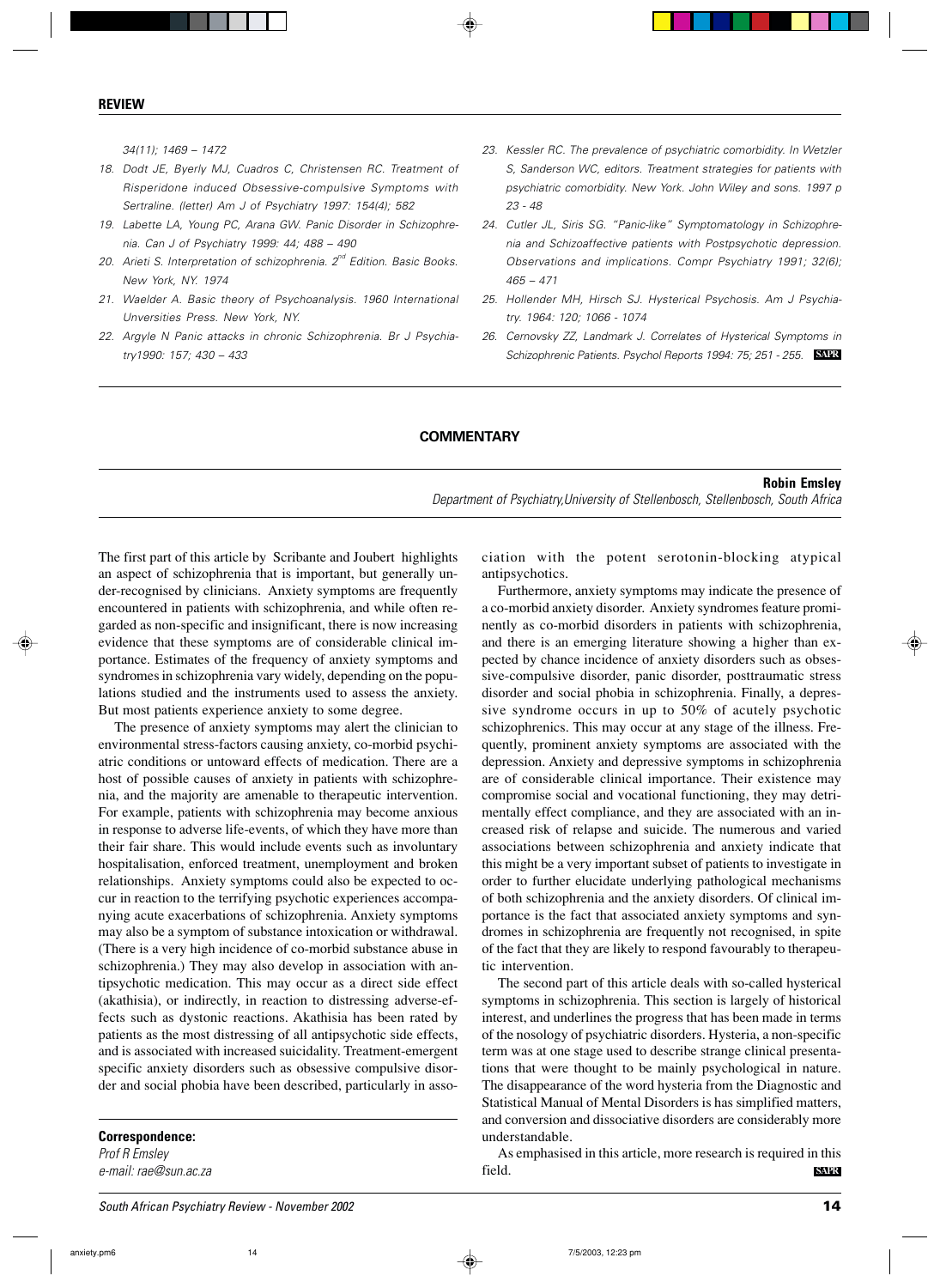34(11); 1469 – 1472

18. Dodt JE, Byerly MJ, Cuadros C, Christensen RC. Treatment of Risperidone induced Obsessive-compulsive Symptoms with Sertraline. (letter) Am J of Psychiatry 1997: 154(4); 582
19. Labette LA, Young PC, Arana GW. Panic Disorder in Schizophrenia. Can J of Psychiatry 1999: 44; 488 – 490
20. Arieti S. Interpretation of schizophrenia. 2[nd] Edition. Basic Books. New York, NY. 1974
21. Waelder A. Basic theory of Psychoanalysis. 1960 International Unversities Press. New York, NY.
22. Argyle N Panic attacks in chronic Schizophrenia. Br J Psychiatry1990: 157; 430 – 433
23. Kessler RC. The prevalence of psychiatric comorbidity. In Wetzler S, Sanderson WC, editors. Treatment strategies for patients with psychiatric comorbidity. New York. John Wiley and sons. 1997 p 23 - 48
24. Cutler JL, Siris SG. "Panic-like" Symptomatology in Schizophrenia and Schizoaffective patients with Postpsychotic depression. Observations and implications. Compr Psychiatry 1991; 32(6); 465 – 471
25. Hollender MH, Hirsch SJ. Hysterical Psychosis. Am J Psychiatry. 1964: 120; 1066 - 1074
26. Cernovsky ZZ, Landmark J. Correlates of Hysterical Symptoms in Schizophrenic Patients. Psychol Reports 1994: 75; 251 - 255.

## COMMENTARY

**Robin Emsley**
*Department of Psychiatry,University of Stellenbosch, Stellenbosch, South Africa*

The first part of this article by Scribante and Joubert highlights an aspect of schizophrenia that is important, but generally under-recognised by clinicians. Anxiety symptoms are frequently encountered in patients with schizophrenia, and while often regarded as non-specific and insignificant, there is now increasing evidence that these symptoms are of considerable clinical importance. Estimates of the frequency of anxiety symptoms and syndromes in schizophrenia vary widely, depending on the populations studied and the instruments used to assess the anxiety. But most patients experience anxiety to some degree.

The presence of anxiety symptoms may alert the clinician to environmental stress-factors causing anxiety, co-morbid psychiatric conditions or untoward effects of medication. There are a host of possible causes of anxiety in patients with schizophrenia, and the majority are amenable to therapeutic intervention. For example, patients with schizophrenia may become anxious in response to adverse life-events, of which they have more than their fair share. This would include events such as involuntary hospitalisation, enforced treatment, unemployment and broken relationships. Anxiety symptoms could also be expected to occur in reaction to the terrifying psychotic experiences accompanying acute exacerbations of schizophrenia. Anxiety symptoms may also be a symptom of substance intoxication or withdrawal. (There is a very high incidence of co-morbid substance abuse in schizophrenia.) They may also develop in association with antipsychotic medication. This may occur as a direct side effect (akathisia), or indirectly, in reaction to distressing adverse-effects such as dystonic reactions. Akathisia has been rated by patients as the most distressing of all antipsychotic side effects, and is associated with increased suicidality. Treatment-emergent specific anxiety disorders such as obsessive compulsive disorder and social phobia have been described, particularly in association with the potent serotonin-blocking atypical antipsychotics.

Furthermore, anxiety symptoms may indicate the presence of a co-morbid anxiety disorder. Anxiety syndromes feature prominently as co-morbid disorders in patients with schizophrenia, and there is an emerging literature showing a higher than expected by chance incidence of anxiety disorders such as obsessive-compulsive disorder, panic disorder, posttraumatic stress disorder and social phobia in schizophrenia. Finally, a depressive syndrome occurs in up to 50% of acutely psychotic schizophrenics. This may occur at any stage of the illness. Frequently, prominent anxiety symptoms are associated with the depression. Anxiety and depressive symptoms in schizophrenia are of considerable clinical importance. Their existence may compromise social and vocational functioning, they may detrimentally effect compliance, and they are associated with an increased risk of relapse and suicide. The numerous and varied associations between schizophrenia and anxiety indicate that this might be a very important subset of patients to investigate in order to further elucidate underlying pathological mechanisms of both schizophrenia and the anxiety disorders. Of clinical importance is the fact that associated anxiety symptoms and syndromes in schizophrenia are frequently not recognised, in spite of the fact that they are likely to respond favourably to therapeutic intervention.

The second part of this article deals with so-called hysterical symptoms in schizophrenia. This section is largely of historical interest, and underlines the progress that has been made in terms of the nosology of psychiatric disorders. Hysteria, a non-specific term was at one stage used to describe strange clinical presentations that were thought to be mainly psychological in nature. The disappearance of the word hysteria from the Diagnostic and Statistical Manual of Mental Disorders is has simplified matters, and conversion and dissociative disorders are considerably more understandable.

As emphasised in this article, more research is required in this field.

**Correspondence:**
*Prof R Emsley*
*e-mail: rae@sun.ac.za*